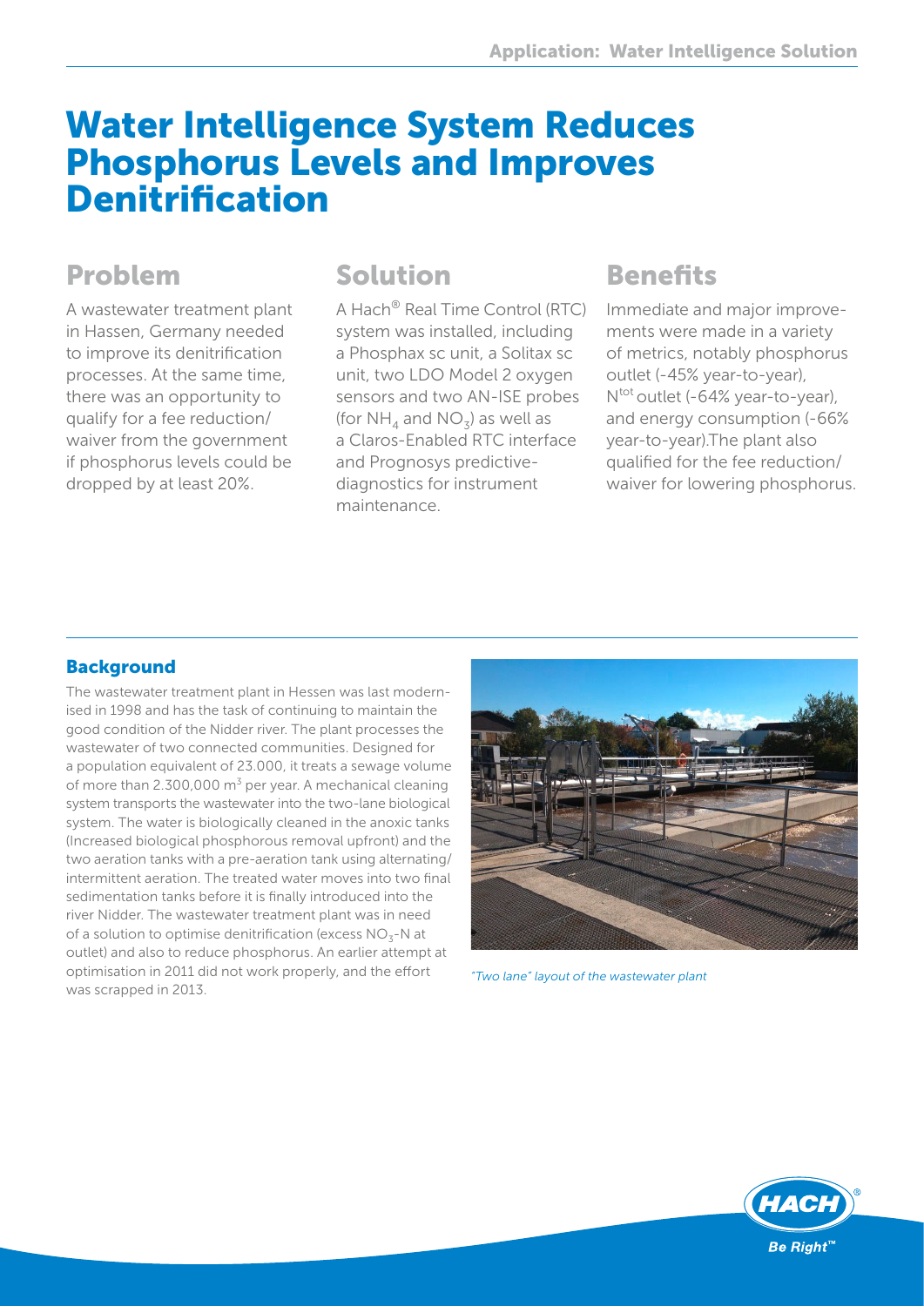# Water Intelligence System Reduces Phosphorus Levels and Improves Denitrification

## Problem

A wastewater treatment plant in Hassen, Germany needed to improve its denitrification processes. At the same time, there was an opportunity to qualify for a fee reduction/waiver from the government if phosphorus levels could be dropped by at least 20%.

## Solution

A Hach® Real Time Control (RTC) system was installed, including a Phosphax sc unit, a Solitax sc unit, two LDO Model 2 oxygen sensors and two AN-ISE probes (for $NH_4$ and $NO_3$) as well as a Claros-Enabled RTC interface and Prognosys predictive-diagnostics for instrument maintenance.

## Benefits

Immediate and major improvements were made in a variety of metrics, notably phosphorus outlet (-45% year-to-year), $N^{tot}$ outlet (-64% year-to-year), and energy consumption (-66% year-to-year).The plant also qualified for the fee reduction/waiver for lowering phosphorus.

### Background

The wastewater treatment plant in Hessen was last modernised in 1998 and has the task of continuing to maintain the good condition of the Nidder river. The plant processes the wastewater of two connected communities. Designed for a population equivalent of 23.000, it treats a sewage volume of more than 2.300,000 $m^3$ per year. A mechanical cleaning system transports the wastewater into the two-lane biological system. The water is biologically cleaned in the anoxic tanks (Increased biological phosphorous removal upfront) and the two aeration tanks with a pre-aeration tank using alternating/intermittent aeration. The treated water moves into two final sedimentation tanks before it is finally introduced into the river Nidder. The wastewater treatment plant was in need of a solution to optimise denitrification (excess $NO_3$-N at outlet) and also to reduce phosphorus. An earlier attempt at optimisation in 2011 did not work properly, and the effort was scrapped in 2013.

*"Two lane" layout of the wastewater plant*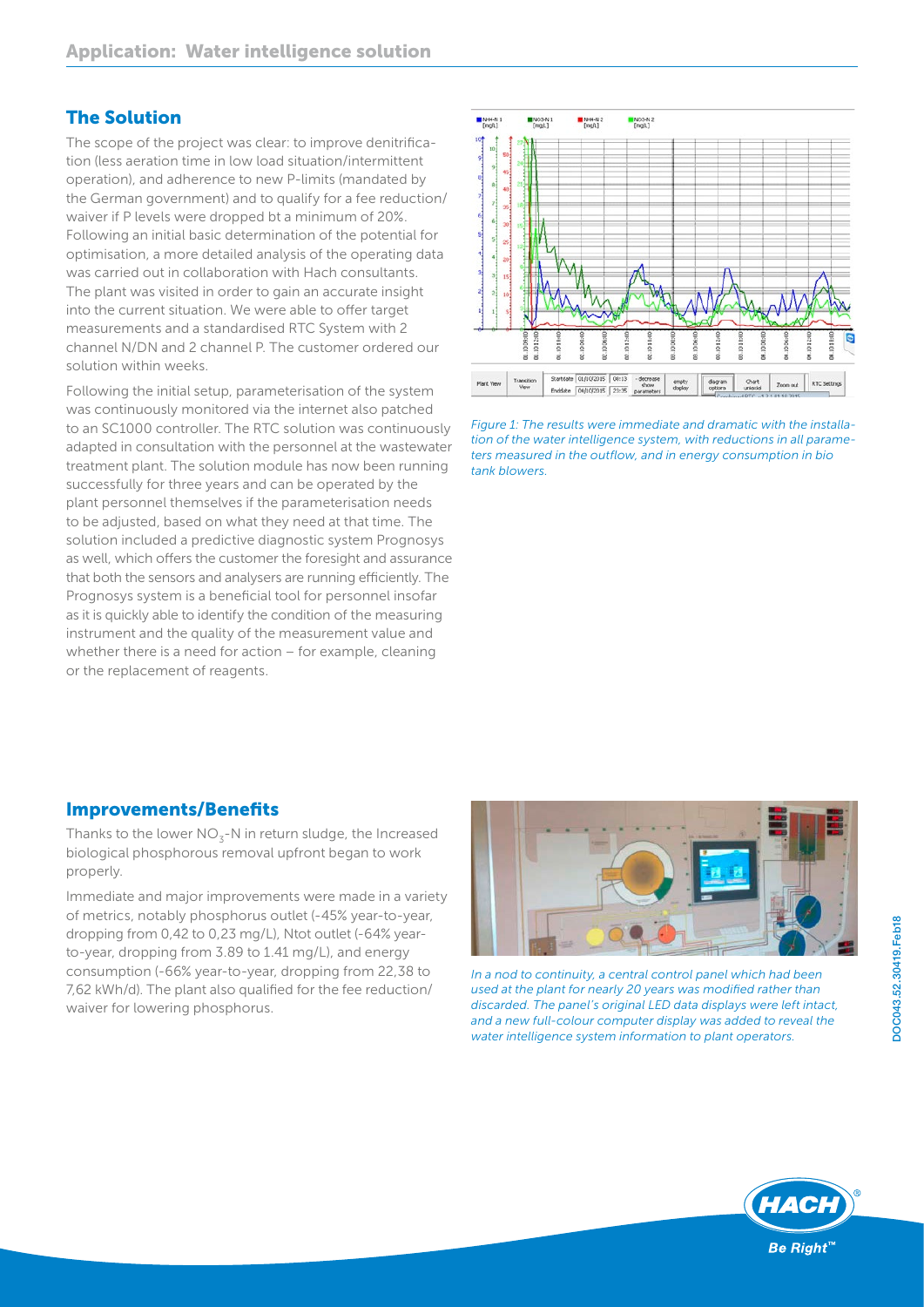## The Solution

The scope of the project was clear: to improve denitrification (less aeration time in low load situation/intermittent operation), and adherence to new P-limits (mandated by the German government) and to qualify for a fee reduction/ waiver if P levels were dropped bt a minimum of 20%. Following an initial basic determination of the potential for optimisation, a more detailed analysis of the operating data was carried out in collaboration with Hach consultants. The plant was visited in order to gain an accurate insight into the current situation. We were able to offer target measurements and a standardised RTC System with 2 channel N/DN and 2 channel P. The customer ordered our solution within weeks.

Following the initial setup, parameterisation of the system was continuously monitored via the internet also patched to an SC1000 controller. The RTC solution was continuously adapted in consultation with the personnel at the wastewater treatment plant. The solution module has now been running successfully for three years and can be operated by the plant personnel themselves if the parameterisation needs to be adjusted, based on what they need at that time. The solution included a predictive diagnostic system Prognosys as well, which offers the customer the foresight and assurance that both the sensors and analysers are running efficiently. The Prognosys system is a beneficial tool for personnel insofar as it is quickly able to identify the condition of the measuring instrument and the quality of the measurement value and whether there is a need for action – for example, cleaning or the replacement of reagents.

NH4-N 1 [mg/L]
NO3-N 1 [mg/L]
NH4-N 2 [mg/L]
NO3-N 2 [mg/L]
Plant View
Transition View
Startdate 01/10/2015 08:13
Enddate 04/10/2015 23:35
- decrease show parameters
empty display
diagram options
Chart unlocked
Zoom out
RTC Settings

*Figure 1: The results were immediate and dramatic with the installation of the water intelligence system, with reductions in all parameters measured in the outflow, and in energy consumption in bio tank blowers.*

## Improvements/Benefits

Thanks to the lower $NO_3$-N in return sludge, the Increased biological phosphorous removal upfront began to work properly.

Immediate and major improvements were made in a variety of metrics, notably phosphorus outlet (-45% year-to-year, dropping from 0,42 to 0,23 mg/L), Ntot outlet (-64% year-to-year, dropping from 3.89 to 1.41 mg/L), and energy consumption (-66% year-to-year, dropping from 22,38 to 7,62 kWh/d). The plant also qualified for the fee reduction/ waiver for lowering phosphorus.

*In a nod to continuity, a central control panel which had been used at the plant for nearly 20 years was modified rather than discarded. The panel's original LED data displays were left intact, and a new full-colour computer display was added to reveal the water intelligence system information to plant operators.*

DOC043.52.30419.Feb18